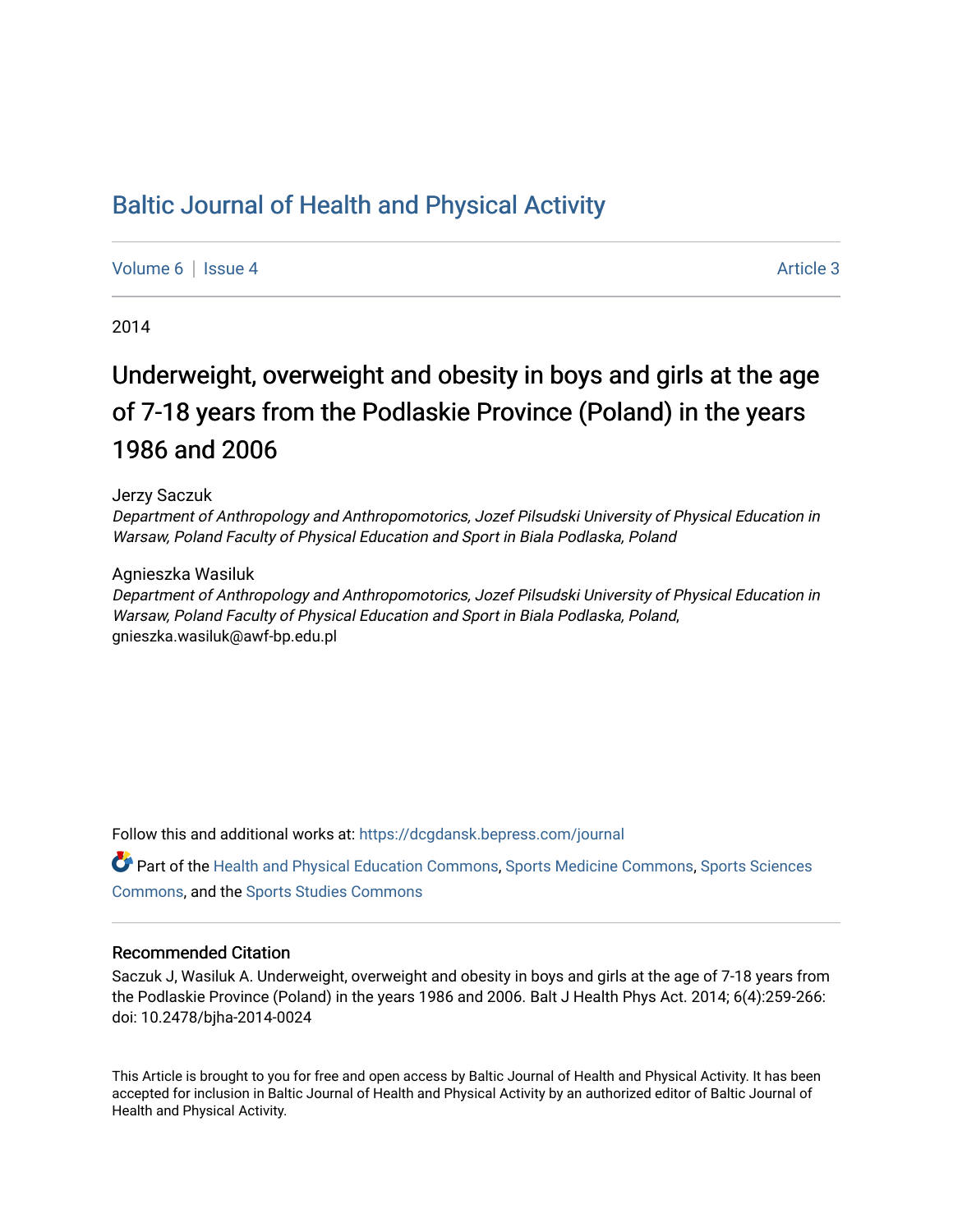# Baltic Journal of Health and Physical Activity

Volume 6 | Issue 4 Article 3

2014

## Underweight, overweight and obesity in boys and girls at the age of 7-18 years from the Podlaskie Province (Poland) in the years 1986 and 2006

Jerzy Saczuk
*Department of Anthropology and Anthropomotorics, Jozef Pilsudski University of Physical Education in Warsaw, Poland Faculty of Physical Education and Sport in Biala Podlaska, Poland*

Agnieszka Wasiluk
*Department of Anthropology and Anthropomotorics, Jozef Pilsudski University of Physical Education in Warsaw, Poland Faculty of Physical Education and Sport in Biala Podlaska, Poland*, gnieszka.wasiluk@awf-bp.edu.pl

Follow this and additional works at: https://dcgdansk.bepress.com/journal

Part of the Health and Physical Education Commons, Sports Medicine Commons, Sports Sciences Commons, and the Sports Studies Commons

### Recommended Citation

Saczuk J, Wasiluk A. Underweight, overweight and obesity in boys and girls at the age of 7-18 years from the Podlaskie Province (Poland) in the years 1986 and 2006. Balt J Health Phys Act. 2014; 6(4):259-266: doi: 10.2478/bjha-2014-0024

This Article is brought to you for free and open access by Baltic Journal of Health and Physical Activity. It has been accepted for inclusion in Baltic Journal of Health and Physical Activity by an authorized editor of Baltic Journal of Health and Physical Activity.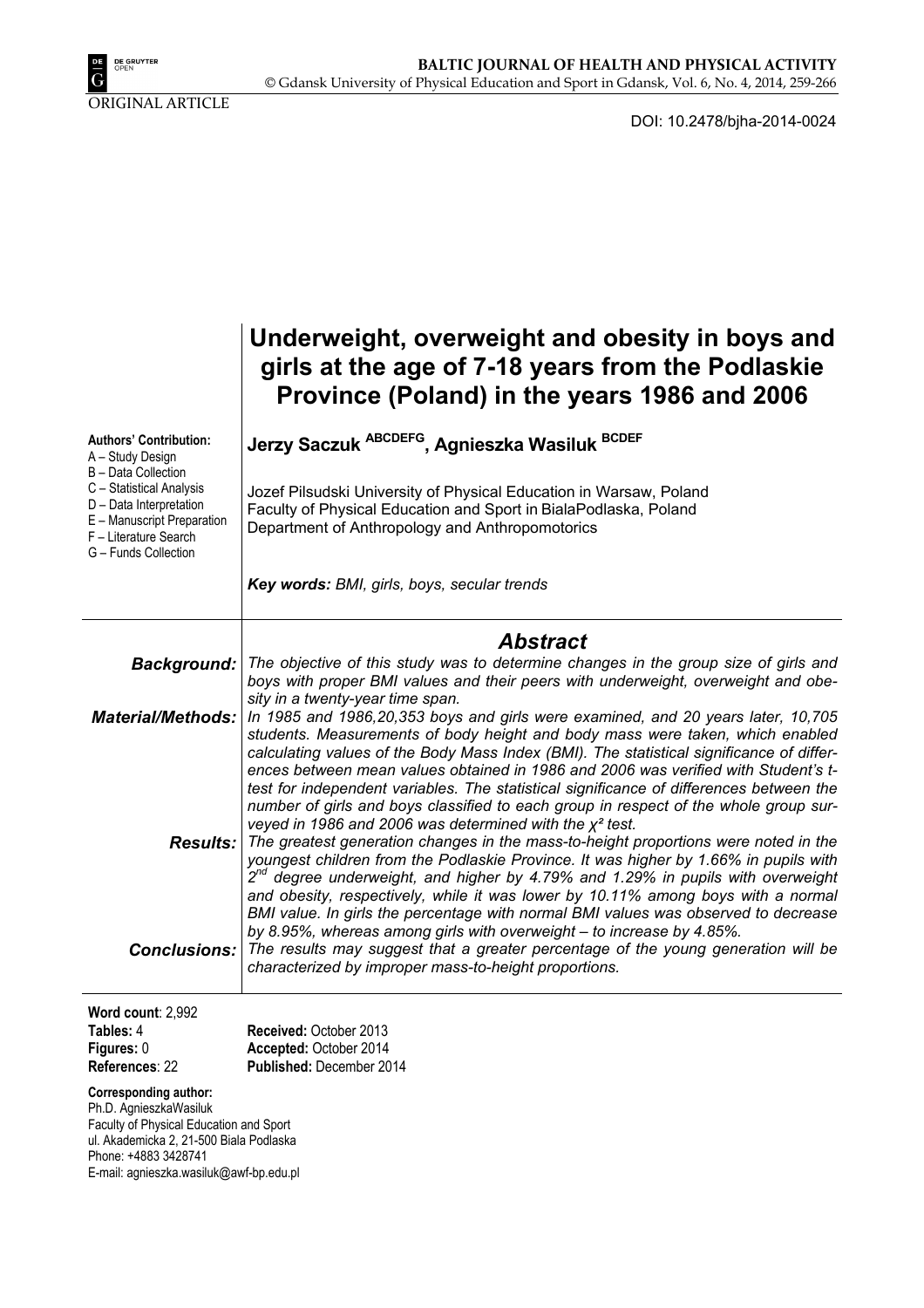ORIGINAL ARTICLE

DOI: 10.2478/bjha-2014-0024

# Underweight, overweight and obesity in boys and girls at the age of 7-18 years from the Podlaskie Province (Poland) in the years 1986 and 2006

**Authors' Contribution:**
A – Study Design
B – Data Collection
C – Statistical Analysis
D – Data Interpretation
E – Manuscript Preparation
F – Literature Search
G – Funds Collection

**Jerzy Saczuk** [ABCDEFG]**, Agnieszka Wasiluk** [BCDEF]

Jozef Pilsudski University of Physical Education in Warsaw, Poland
Faculty of Physical Education and Sport in BialaPodlaska, Poland
Department of Anthropology and Anthropomotorics

***Key words:*** *BMI, girls, boys, secular trends*

## *Abstract*

***Background:*** *The objective of this study was to determine changes in the group size of girls and boys with proper BMI values and their peers with underweight, overweight and obesity in a twenty-year time span.*

***Material/Methods:*** *In 1985 and 1986,20,353 boys and girls were examined, and 20 years later, 10,705 students. Measurements of body height and body mass were taken, which enabled calculating values of the Body Mass Index (BMI). The statistical significance of differences between mean values obtained in 1986 and 2006 was verified with Student's t-test for independent variables. The statistical significance of differences between the number of girls and boys classified to each group in respect of the whole group surveyed in 1986 and 2006 was determined with the $\chi^2$ test.*

***Results:*** *The greatest generation changes in the mass-to-height proportions were noted in the youngest children from the Podlaskie Province. It was higher by 1.66% in pupils with 2nd degree underweight, and higher by 4.79% and 1.29% in pupils with overweight and obesity, respectively, while it was lower by 10.11% among boys with a normal BMI value. In girls the percentage with normal BMI values was observed to decrease by 8.95%, whereas among girls with overweight – to increase by 4.85%.*

***Conclusions:*** *The results may suggest that a greater percentage of the young generation will be characterized by improper mass-to-height proportions.*

**Word count**: 2,992
**Tables:** 4
**Figures:** 0
**References**: 22

**Received:** October 2013
**Accepted:** October 2014
**Published:** December 2014

**Corresponding author:**
Ph.D. AgnieszkaWasiluk
Faculty of Physical Education and Sport
ul. Akademicka 2, 21-500 Biala Podlaska
Phone: +4883 3428741
E-mail: agnieszka.wasiluk@awf-bp.edu.pl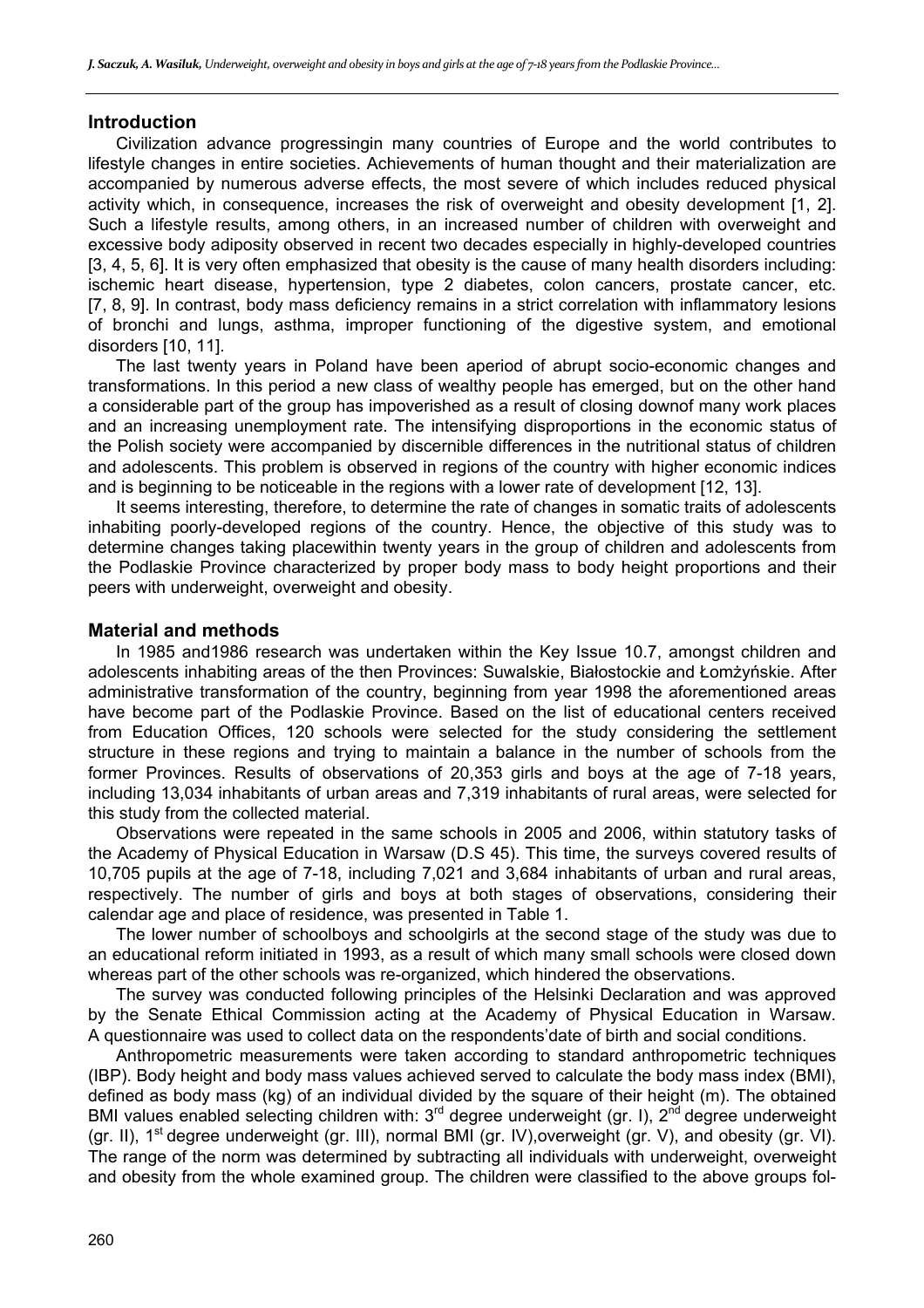## Introduction

Civilization advance progressingin many countries of Europe and the world contributes to lifestyle changes in entire societies. Achievements of human thought and their materialization are accompanied by numerous adverse effects, the most severe of which includes reduced physical activity which, in consequence, increases the risk of overweight and obesity development [1, 2]. Such a lifestyle results, among others, in an increased number of children with overweight and excessive body adiposity observed in recent two decades especially in highly-developed countries [3, 4, 5, 6]. It is very often emphasized that obesity is the cause of many health disorders including: ischemic heart disease, hypertension, type 2 diabetes, colon cancers, prostate cancer, etc. [7, 8, 9]. In contrast, body mass deficiency remains in a strict correlation with inflammatory lesions of bronchi and lungs, asthma, improper functioning of the digestive system, and emotional disorders [10, 11].

The last twenty years in Poland have been aperiod of abrupt socio-economic changes and transformations. In this period a new class of wealthy people has emerged, but on the other hand a considerable part of the group has impoverished as a result of closing downof many work places and an increasing unemployment rate. The intensifying disproportions in the economic status of the Polish society were accompanied by discernible differences in the nutritional status of children and adolescents. This problem is observed in regions of the country with higher economic indices and is beginning to be noticeable in the regions with a lower rate of development [12, 13].

It seems interesting, therefore, to determine the rate of changes in somatic traits of adolescents inhabiting poorly-developed regions of the country. Hence, the objective of this study was to determine changes taking placewithin twenty years in the group of children and adolescents from the Podlaskie Province characterized by proper body mass to body height proportions and their peers with underweight, overweight and obesity.

## Material and methods

In 1985 and1986 research was undertaken within the Key Issue 10.7, amongst children and adolescents inhabiting areas of the then Provinces: Suwalskie, Białostockie and Łomżyńskie. After administrative transformation of the country, beginning from year 1998 the aforementioned areas have become part of the Podlaskie Province. Based on the list of educational centers received from Education Offices, 120 schools were selected for the study considering the settlement structure in these regions and trying to maintain a balance in the number of schools from the former Provinces. Results of observations of 20,353 girls and boys at the age of 7-18 years, including 13,034 inhabitants of urban areas and 7,319 inhabitants of rural areas, were selected for this study from the collected material.

Observations were repeated in the same schools in 2005 and 2006, within statutory tasks of the Academy of Physical Education in Warsaw (D.S 45). This time, the surveys covered results of 10,705 pupils at the age of 7-18, including 7,021 and 3,684 inhabitants of urban and rural areas, respectively. The number of girls and boys at both stages of observations, considering their calendar age and place of residence, was presented in Table 1.

The lower number of schoolboys and schoolgirls at the second stage of the study was due to an educational reform initiated in 1993, as a result of which many small schools were closed down whereas part of the other schools was re-organized, which hindered the observations.

The survey was conducted following principles of the Helsinki Declaration and was approved by the Senate Ethical Commission acting at the Academy of Physical Education in Warsaw. A questionnaire was used to collect data on the respondents'date of birth and social conditions.

Anthropometric measurements were taken according to standard anthropometric techniques (IBP). Body height and body mass values achieved served to calculate the body mass index (BMI), defined as body mass (kg) of an individual divided by the square of their height (m). The obtained BMI values enabled selecting children with: 3rd degree underweight (gr. I), 2nd degree underweight (gr. II), 1st degree underweight (gr. III), normal BMI (gr. IV),overweight (gr. V), and obesity (gr. VI). The range of the norm was determined by subtracting all individuals with underweight, overweight and obesity from the whole examined group. The children were classified to the above groups fol-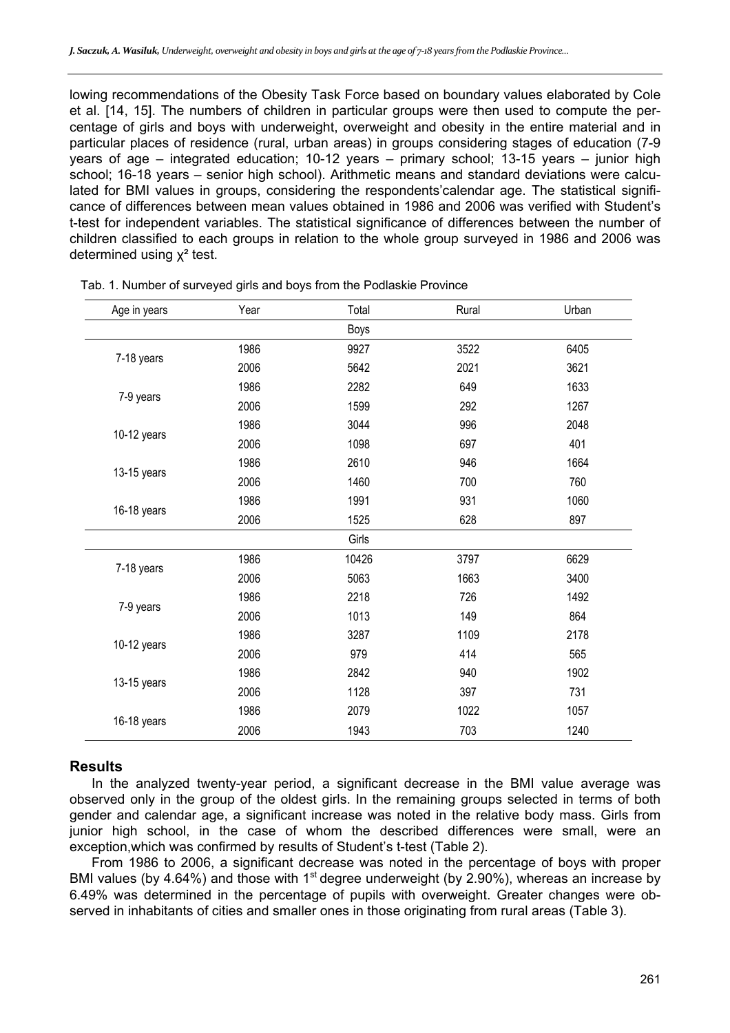lowing recommendations of the Obesity Task Force based on boundary values elaborated by Cole et al. [14, 15]. The numbers of children in particular groups were then used to compute the percentage of girls and boys with underweight, overweight and obesity in the entire material and in particular places of residence (rural, urban areas) in groups considering stages of education (7-9 years of age – integrated education; 10-12 years – primary school; 13-15 years – junior high school; 16-18 years – senior high school). Arithmetic means and standard deviations were calculated for BMI values in groups, considering the respondents'calendar age. The statistical significance of differences between mean values obtained in 1986 and 2006 was verified with Student's t-test for independent variables. The statistical significance of differences between the number of children classified to each groups in relation to the whole group surveyed in 1986 and 2006 was determined using $\chi^2$ test.

Tab. 1. Number of surveyed girls and boys from the Podlaskie Province

| Age in years | Year | Total | Rural | Urban |
|---|---|---|---|---|
| | | Boys | | |
| 7-18 years | 1986 | 9927 | 3522 | 6405 |
| | 2006 | 5642 | 2021 | 3621 |
| 7-9 years | 1986 | 2282 | 649 | 1633 |
| | 2006 | 1599 | 292 | 1267 |
| 10-12 years | 1986 | 3044 | 996 | 2048 |
| | 2006 | 1098 | 697 | 401 |
| 13-15 years | 1986 | 2610 | 946 | 1664 |
| | 2006 | 1460 | 700 | 760 |
| 16-18 years | 1986 | 1991 | 931 | 1060 |
| | 2006 | 1525 | 628 | 897 |
| | | Girls | | |
| 7-18 years | 1986 | 10426 | 3797 | 6629 |
| | 2006 | 5063 | 1663 | 3400 |
| 7-9 years | 1986 | 2218 | 726 | 1492 |
| | 2006 | 1013 | 149 | 864 |
| 10-12 years | 1986 | 3287 | 1109 | 2178 |
| | 2006 | 979 | 414 | 565 |
| 13-15 years | 1986 | 2842 | 940 | 1902 |
| | 2006 | 1128 | 397 | 731 |
| 16-18 years | 1986 | 2079 | 1022 | 1057 |
| | 2006 | 1943 | 703 | 1240 |

## Results

In the analyzed twenty-year period, a significant decrease in the BMI value average was observed only in the group of the oldest girls. In the remaining groups selected in terms of both gender and calendar age, a significant increase was noted in the relative body mass. Girls from junior high school, in the case of whom the described differences were small, were an exception,which was confirmed by results of Student's t-test (Table 2).

From 1986 to 2006, a significant decrease was noted in the percentage of boys with proper BMI values (by 4.64%) and those with 1st degree underweight (by 2.90%), whereas an increase by 6.49% was determined in the percentage of pupils with overweight. Greater changes were observed in inhabitants of cities and smaller ones in those originating from rural areas (Table 3).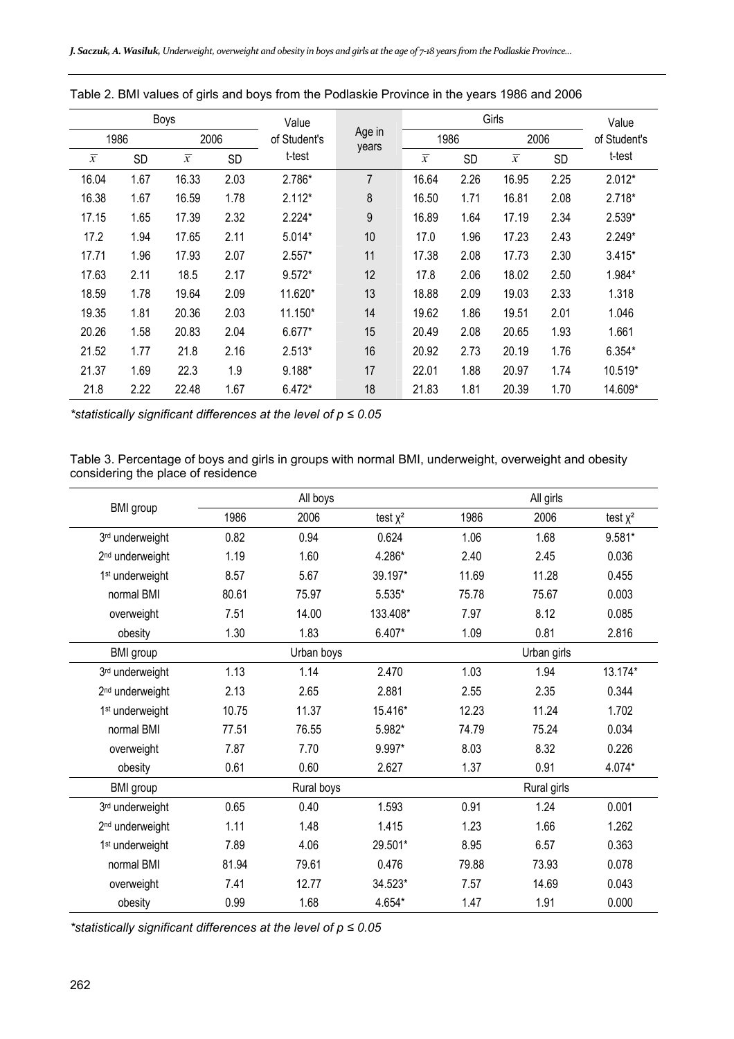Table 2. BMI values of girls and boys from the Podlaskie Province in the years 1986 and 2006

| Boys | | | | Value of Student's t-test | Age in years | Girls | | | | Value of Student's t-test |
|---|---|---|---|---|---|---|---|---|---|---|
| 1986 | | 2006 | | | | 1986 | | 2006 | | |
| $\bar{x}$ | SD | $\bar{x}$ | SD | | | $\bar{x}$ | SD | $\bar{x}$ | SD | |
| 16.04 | 1.67 | 16.33 | 2.03 | 2.786* | 7 | 16.64 | 2.26 | 16.95 | 2.25 | 2.012* |
| 16.38 | 1.67 | 16.59 | 1.78 | 2.112* | 8 | 16.50 | 1.71 | 16.81 | 2.08 | 2.718* |
| 17.15 | 1.65 | 17.39 | 2.32 | 2.224* | 9 | 16.89 | 1.64 | 17.19 | 2.34 | 2.539* |
| 17.2 | 1.94 | 17.65 | 2.11 | 5.014* | 10 | 17.0 | 1.96 | 17.23 | 2.43 | 2.249* |
| 17.71 | 1.96 | 17.93 | 2.07 | 2.557* | 11 | 17.38 | 2.08 | 17.73 | 2.30 | 3.415* |
| 17.63 | 2.11 | 18.5 | 2.17 | 9.572* | 12 | 17.8 | 2.06 | 18.02 | 2.50 | 1.984* |
| 18.59 | 1.78 | 19.64 | 2.09 | 11.620* | 13 | 18.88 | 2.09 | 19.03 | 2.33 | 1.318 |
| 19.35 | 1.81 | 20.36 | 2.03 | 11.150* | 14 | 19.62 | 1.86 | 19.51 | 2.01 | 1.046 |
| 20.26 | 1.58 | 20.83 | 2.04 | 6.677* | 15 | 20.49 | 2.08 | 20.65 | 1.93 | 1.661 |
| 21.52 | 1.77 | 21.8 | 2.16 | 2.513* | 16 | 20.92 | 2.73 | 20.19 | 1.76 | 6.354* |
| 21.37 | 1.69 | 22.3 | 1.9 | 9.188* | 17 | 22.01 | 1.88 | 20.97 | 1.74 | 10.519* |
| 21.8 | 2.22 | 22.48 | 1.67 | 6.472* | 18 | 21.83 | 1.81 | 20.39 | 1.70 | 14.609* |

*statistically significant differences at the level of $p \leq 0.05$*

Table 3. Percentage of boys and girls in groups with normal BMI, underweight, overweight and obesity considering the place of residence

| BMI group | All boys | | | All girls | | |
|---|---|---|---|---|---|---|
| | 1986 | 2006 | test $\chi^2$ | 1986 | 2006 | test $\chi^2$ |
| 3rd underweight | 0.82 | 0.94 | 0.624 | 1.06 | 1.68 | 9.581* |
| 2nd underweight | 1.19 | 1.60 | 4.286* | 2.40 | 2.45 | 0.036 |
| 1st underweight | 8.57 | 5.67 | 39.197* | 11.69 | 11.28 | 0.455 |
| normal BMI | 80.61 | 75.97 | 5.535* | 75.78 | 75.67 | 0.003 |
| overweight | 7.51 | 14.00 | 133.408* | 7.97 | 8.12 | 0.085 |
| obesity | 1.30 | 1.83 | 6.407* | 1.09 | 0.81 | 2.816 |
| BMI group | Urban boys | | | Urban girls | | |
| 3rd underweight | 1.13 | 1.14 | 2.470 | 1.03 | 1.94 | 13.174* |
| 2nd underweight | 2.13 | 2.65 | 2.881 | 2.55 | 2.35 | 0.344 |
| 1st underweight | 10.75 | 11.37 | 15.416* | 12.23 | 11.24 | 1.702 |
| normal BMI | 77.51 | 76.55 | 5.982* | 74.79 | 75.24 | 0.034 |
| overweight | 7.87 | 7.70 | 9.997* | 8.03 | 8.32 | 0.226 |
| obesity | 0.61 | 0.60 | 2.627 | 1.37 | 0.91 | 4.074* |
| BMI group | Rural boys | | | Rural girls | | |
| 3rd underweight | 0.65 | 0.40 | 1.593 | 0.91 | 1.24 | 0.001 |
| 2nd underweight | 1.11 | 1.48 | 1.415 | 1.23 | 1.66 | 1.262 |
| 1st underweight | 7.89 | 4.06 | 29.501* | 8.95 | 6.57 | 0.363 |
| normal BMI | 81.94 | 79.61 | 0.476 | 79.88 | 73.93 | 0.078 |
| overweight | 7.41 | 12.77 | 34.523* | 7.57 | 14.69 | 0.043 |
| obesity | 0.99 | 1.68 | 4.654* | 1.47 | 1.91 | 0.000 |

*statistically significant differences at the level of $p \leq 0.05$*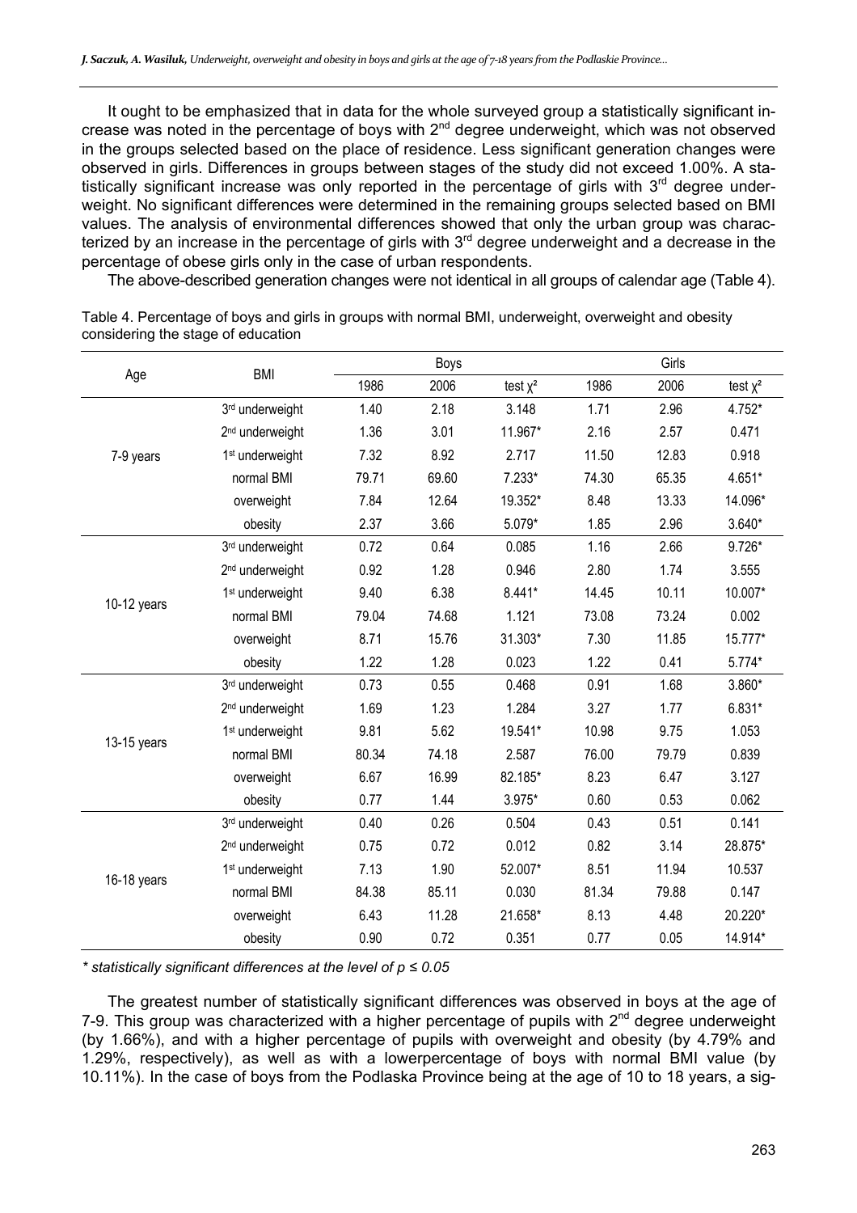It ought to be emphasized that in data for the whole surveyed group a statistically significant increase was noted in the percentage of boys with 2nd degree underweight, which was not observed in the groups selected based on the place of residence. Less significant generation changes were observed in girls. Differences in groups between stages of the study did not exceed 1.00%. A statistically significant increase was only reported in the percentage of girls with 3rd degree underweight. No significant differences were determined in the remaining groups selected based on BMI values. The analysis of environmental differences showed that only the urban group was characterized by an increase in the percentage of girls with 3rd degree underweight and a decrease in the percentage of obese girls only in the case of urban respondents.

The above-described generation changes were not identical in all groups of calendar age (Table 4).

Table 4. Percentage of boys and girls in groups with normal BMI, underweight, overweight and obesity considering the stage of education

| Age | BMI | Boys | | | Girls | | |
|---|---|---|---|---|---|---|---|
| | | 1986 | 2006 | test $\chi^2$ | 1986 | 2006 | test $\chi^2$ |
| 7-9 years | 3rd underweight | 1.40 | 2.18 | 3.148 | 1.71 | 2.96 | 4.752* |
| | 2nd underweight | 1.36 | 3.01 | 11.967* | 2.16 | 2.57 | 0.471 |
| | 1st underweight | 7.32 | 8.92 | 2.717 | 11.50 | 12.83 | 0.918 |
| | normal BMI | 79.71 | 69.60 | 7.233* | 74.30 | 65.35 | 4.651* |
| | overweight | 7.84 | 12.64 | 19.352* | 8.48 | 13.33 | 14.096* |
| | obesity | 2.37 | 3.66 | 5.079* | 1.85 | 2.96 | 3.640* |
| 10-12 years | 3rd underweight | 0.72 | 0.64 | 0.085 | 1.16 | 2.66 | 9.726* |
| | 2nd underweight | 0.92 | 1.28 | 0.946 | 2.80 | 1.74 | 3.555 |
| | 1st underweight | 9.40 | 6.38 | 8.441* | 14.45 | 10.11 | 10.007* |
| | normal BMI | 79.04 | 74.68 | 1.121 | 73.08 | 73.24 | 0.002 |
| | overweight | 8.71 | 15.76 | 31.303* | 7.30 | 11.85 | 15.777* |
| | obesity | 1.22 | 1.28 | 0.023 | 1.22 | 0.41 | 5.774* |
| 13-15 years | 3rd underweight | 0.73 | 0.55 | 0.468 | 0.91 | 1.68 | 3.860* |
| | 2nd underweight | 1.69 | 1.23 | 1.284 | 3.27 | 1.77 | 6.831* |
| | 1st underweight | 9.81 | 5.62 | 19.541* | 10.98 | 9.75 | 1.053 |
| | normal BMI | 80.34 | 74.18 | 2.587 | 76.00 | 79.79 | 0.839 |
| | overweight | 6.67 | 16.99 | 82.185* | 8.23 | 6.47 | 3.127 |
| | obesity | 0.77 | 1.44 | 3.975* | 0.60 | 0.53 | 0.062 |
| 16-18 years | 3rd underweight | 0.40 | 0.26 | 0.504 | 0.43 | 0.51 | 0.141 |
| | 2nd underweight | 0.75 | 0.72 | 0.012 | 0.82 | 3.14 | 28.875* |
| | 1st underweight | 7.13 | 1.90 | 52.007* | 8.51 | 11.94 | 10.537 |
| | normal BMI | 84.38 | 85.11 | 0.030 | 81.34 | 79.88 | 0.147 |
| | overweight | 6.43 | 11.28 | 21.658* | 8.13 | 4.48 | 20.220* |
| | obesity | 0.90 | 0.72 | 0.351 | 0.77 | 0.05 | 14.914* |

*\* statistically significant differences at the level of $p \leq 0.05$*

The greatest number of statistically significant differences was observed in boys at the age of 7-9. This group was characterized with a higher percentage of pupils with 2nd degree underweight (by 1.66%), and with a higher percentage of pupils with overweight and obesity (by 4.79% and 1.29%, respectively), as well as with a lowerpercentage of boys with normal BMI value (by 10.11%). In the case of boys from the Podlaska Province being at the age of 10 to 18 years, a sig-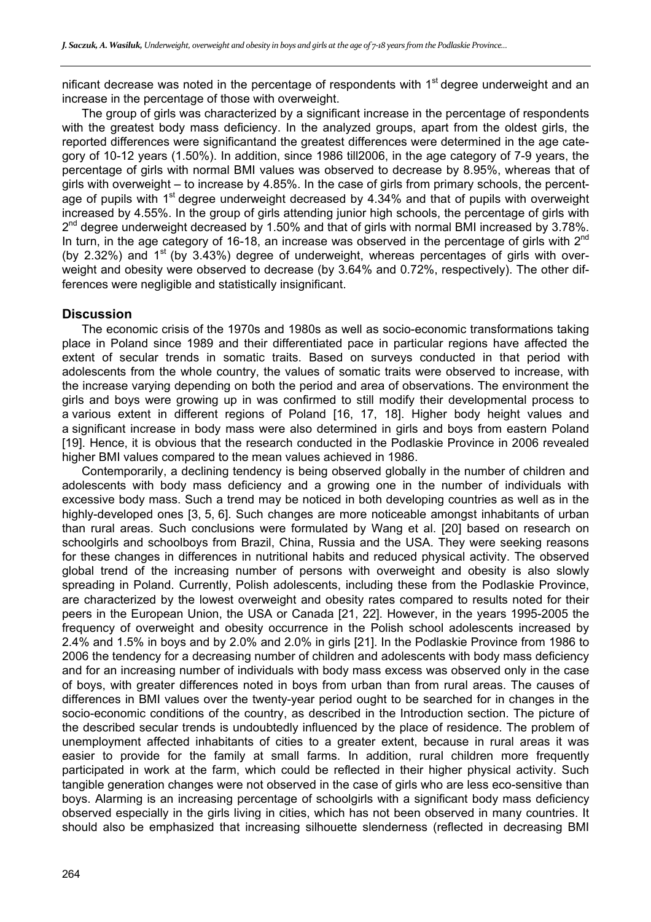nificant decrease was noted in the percentage of respondents with 1st degree underweight and an increase in the percentage of those with overweight.

The group of girls was characterized by a significant increase in the percentage of respondents with the greatest body mass deficiency. In the analyzed groups, apart from the oldest girls, the reported differences were significantand the greatest differences were determined in the age category of 10-12 years (1.50%). In addition, since 1986 till2006, in the age category of 7-9 years, the percentage of girls with normal BMI values was observed to decrease by 8.95%, whereas that of girls with overweight – to increase by 4.85%. In the case of girls from primary schools, the percentage of pupils with 1st degree underweight decreased by 4.34% and that of pupils with overweight increased by 4.55%. In the group of girls attending junior high schools, the percentage of girls with 2nd degree underweight decreased by 1.50% and that of girls with normal BMI increased by 3.78%. In turn, in the age category of 16-18, an increase was observed in the percentage of girls with 2nd (by 2.32%) and 1st (by 3.43%) degree of underweight, whereas percentages of girls with overweight and obesity were observed to decrease (by 3.64% and 0.72%, respectively). The other differences were negligible and statistically insignificant.

## Discussion

The economic crisis of the 1970s and 1980s as well as socio-economic transformations taking place in Poland since 1989 and their differentiated pace in particular regions have affected the extent of secular trends in somatic traits. Based on surveys conducted in that period with adolescents from the whole country, the values of somatic traits were observed to increase, with the increase varying depending on both the period and area of observations. The environment the girls and boys were growing up in was confirmed to still modify their developmental process to a various extent in different regions of Poland [16, 17, 18]. Higher body height values and a significant increase in body mass were also determined in girls and boys from eastern Poland [19]. Hence, it is obvious that the research conducted in the Podlaskie Province in 2006 revealed higher BMI values compared to the mean values achieved in 1986.

Contemporarily, a declining tendency is being observed globally in the number of children and adolescents with body mass deficiency and a growing one in the number of individuals with excessive body mass. Such a trend may be noticed in both developing countries as well as in the highly-developed ones [3, 5, 6]. Such changes are more noticeable amongst inhabitants of urban than rural areas. Such conclusions were formulated by Wang et al. [20] based on research on schoolgirls and schoolboys from Brazil, China, Russia and the USA. They were seeking reasons for these changes in differences in nutritional habits and reduced physical activity. The observed global trend of the increasing number of persons with overweight and obesity is also slowly spreading in Poland. Currently, Polish adolescents, including these from the Podlaskie Province, are characterized by the lowest overweight and obesity rates compared to results noted for their peers in the European Union, the USA or Canada [21, 22]. However, in the years 1995-2005 the frequency of overweight and obesity occurrence in the Polish school adolescents increased by 2.4% and 1.5% in boys and by 2.0% and 2.0% in girls [21]. In the Podlaskie Province from 1986 to 2006 the tendency for a decreasing number of children and adolescents with body mass deficiency and for an increasing number of individuals with body mass excess was observed only in the case of boys, with greater differences noted in boys from urban than from rural areas. The causes of differences in BMI values over the twenty-year period ought to be searched for in changes in the socio-economic conditions of the country, as described in the Introduction section. The picture of the described secular trends is undoubtedly influenced by the place of residence. The problem of unemployment affected inhabitants of cities to a greater extent, because in rural areas it was easier to provide for the family at small farms. In addition, rural children more frequently participated in work at the farm, which could be reflected in their higher physical activity. Such tangible generation changes were not observed in the case of girls who are less eco-sensitive than boys. Alarming is an increasing percentage of schoolgirls with a significant body mass deficiency observed especially in the girls living in cities, which has not been observed in many countries. It should also be emphasized that increasing silhouette slenderness (reflected in decreasing BMI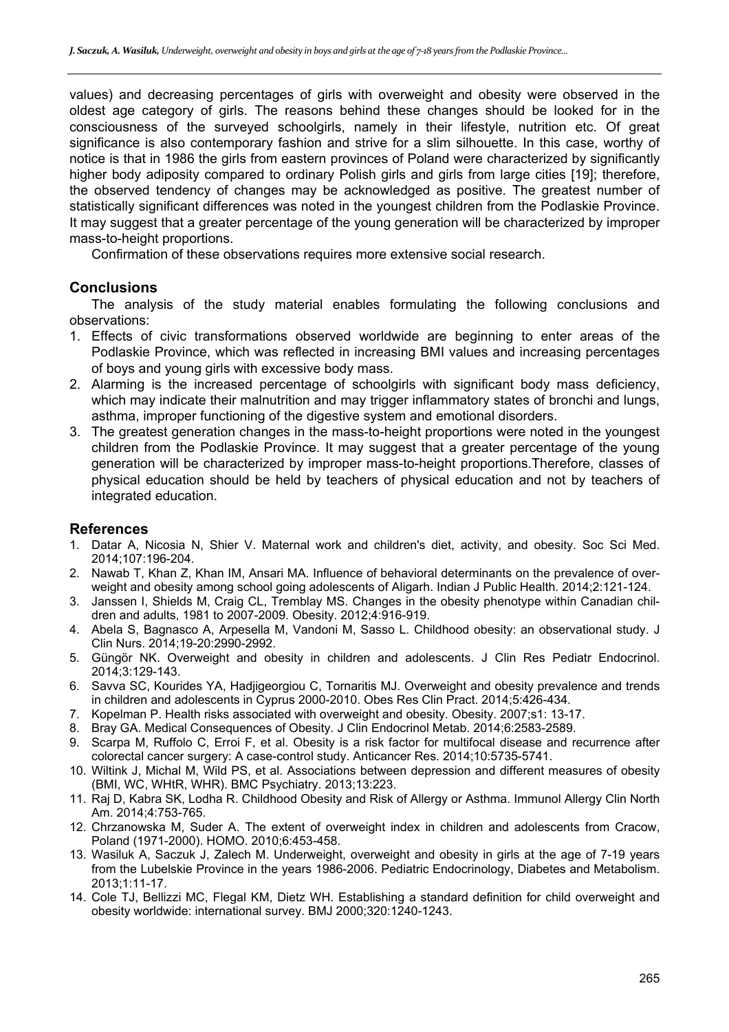values) and decreasing percentages of girls with overweight and obesity were observed in the oldest age category of girls. The reasons behind these changes should be looked for in the consciousness of the surveyed schoolgirls, namely in their lifestyle, nutrition etc. Of great significance is also contemporary fashion and strive for a slim silhouette. In this case, worthy of notice is that in 1986 the girls from eastern provinces of Poland were characterized by significantly higher body adiposity compared to ordinary Polish girls and girls from large cities [19]; therefore, the observed tendency of changes may be acknowledged as positive. The greatest number of statistically significant differences was noted in the youngest children from the Podlaskie Province. It may suggest that a greater percentage of the young generation will be characterized by improper mass-to-height proportions.

Confirmation of these observations requires more extensive social research.

## Conclusions

The analysis of the study material enables formulating the following conclusions and observations:

1. Effects of civic transformations observed worldwide are beginning to enter areas of the Podlaskie Province, which was reflected in increasing BMI values and increasing percentages of boys and young girls with excessive body mass.
2. Alarming is the increased percentage of schoolgirls with significant body mass deficiency, which may indicate their malnutrition and may trigger inflammatory states of bronchi and lungs, asthma, improper functioning of the digestive system and emotional disorders.
3. The greatest generation changes in the mass-to-height proportions were noted in the youngest children from the Podlaskie Province. It may suggest that a greater percentage of the young generation will be characterized by improper mass-to-height proportions.Therefore, classes of physical education should be held by teachers of physical education and not by teachers of integrated education.

## References

1. Datar A, Nicosia N, Shier V. Maternal work and children's diet, activity, and obesity. Soc Sci Med. 2014;107:196-204.
2. Nawab T, Khan Z, Khan IM, Ansari MA. Influence of behavioral determinants on the prevalence of overweight and obesity among school going adolescents of Aligarh. Indian J Public Health. 2014;2:121-124.
3. Janssen I, Shields M, Craig CL, Tremblay MS. Changes in the obesity phenotype within Canadian children and adults, 1981 to 2007-2009. Obesity. 2012;4:916-919.
4. Abela S, Bagnasco A, Arpesella M, Vandoni M, Sasso L. Childhood obesity: an observational study. J Clin Nurs. 2014;19-20:2990-2992.
5. Güngör NK. Overweight and obesity in children and adolescents. J Clin Res Pediatr Endocrinol. 2014;3:129-143.
6. Savva SC, Kourides YA, Hadjigeorgiou C, Tornaritis MJ. Overweight and obesity prevalence and trends in children and adolescents in Cyprus 2000-2010. Obes Res Clin Pract. 2014;5:426-434.
7. Kopelman P. Health risks associated with overweight and obesity. Obesity. 2007;s1: 13-17.
8. Bray GA. Medical Consequences of Obesity. J Clin Endocrinol Metab. 2014;6:2583-2589.
9. Scarpa M, Ruffolo C, Erroi F, et al. Obesity is a risk factor for multifocal disease and recurrence after colorectal cancer surgery: A case-control study. Anticancer Res. 2014;10:5735-5741.
10. Wiltink J, Michal M, Wild PS, et al. Associations between depression and different measures of obesity (BMI, WC, WHtR, WHR). BMC Psychiatry. 2013;13:223.
11. Raj D, Kabra SK, Lodha R. Childhood Obesity and Risk of Allergy or Asthma. Immunol Allergy Clin North Am. 2014;4:753-765.
12. Chrzanowska M, Suder A. The extent of overweight index in children and adolescents from Cracow, Poland (1971-2000). HOMO. 2010;6:453-458.
13. Wasiluk A, Saczuk J, Zalech M. Underweight, overweight and obesity in girls at the age of 7-19 years from the Lubelskie Province in the years 1986-2006. Pediatric Endocrinology, Diabetes and Metabolism. 2013;1:11-17.
14. Cole TJ, Bellizzi MC, Flegal KM, Dietz WH. Establishing a standard definition for child overweight and obesity worldwide: international survey. BMJ 2000;320:1240-1243.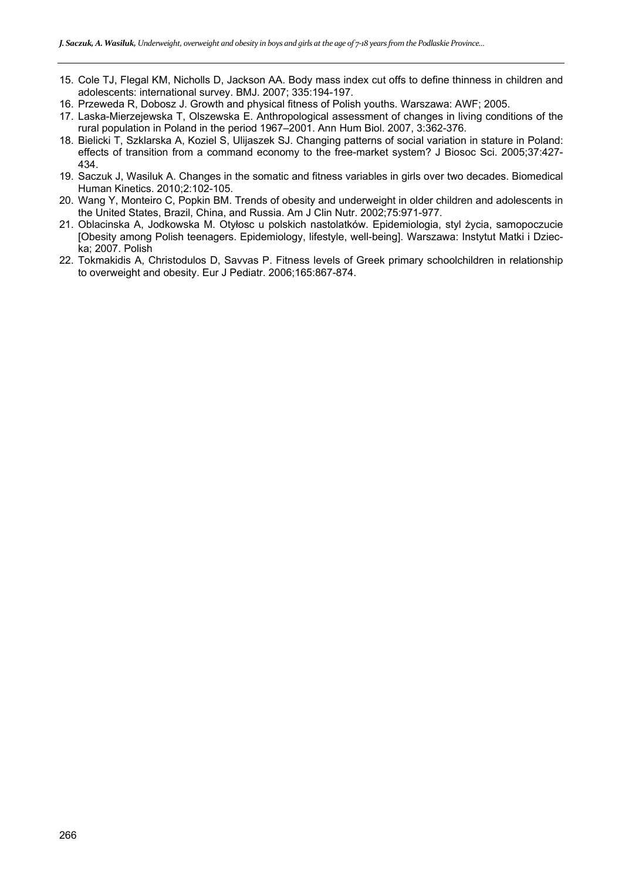15. Cole TJ, Flegal KM, Nicholls D, Jackson AA. Body mass index cut offs to define thinness in children and adolescents: international survey. BMJ. 2007; 335:194-197.
16. Przeweda R, Dobosz J. Growth and physical fitness of Polish youths. Warszawa: AWF; 2005.
17. Laska-Mierzejewska T, Olszewska E. Anthropological assessment of changes in living conditions of the rural population in Poland in the period 1967–2001. Ann Hum Biol. 2007, 3:362-376.
18. Bielicki T, Szklarska A, Koziel S, Ulijaszek SJ. Changing patterns of social variation in stature in Poland: effects of transition from a command economy to the free-market system? J Biosoc Sci. 2005;37:427-434.
19. Saczuk J, Wasiluk A. Changes in the somatic and fitness variables in girls over two decades. Biomedical Human Kinetics. 2010;2:102-105.
20. Wang Y, Monteiro C, Popkin BM. Trends of obesity and underweight in older children and adolescents in the United States, Brazil, China, and Russia. Am J Clin Nutr. 2002;75:971-977.
21. Oblacinska A, Jodkowska M. Otyłosc u polskich nastolatków. Epidemiologia, styl życia, samopoczucie [Obesity among Polish teenagers. Epidemiology, lifestyle, well-being]. Warszawa: Instytut Matki i Dziecka; 2007. Polish
22. Tokmakidis A, Christodulos D, Savvas P. Fitness levels of Greek primary schoolchildren in relationship to overweight and obesity. Eur J Pediatr. 2006;165:867-874.